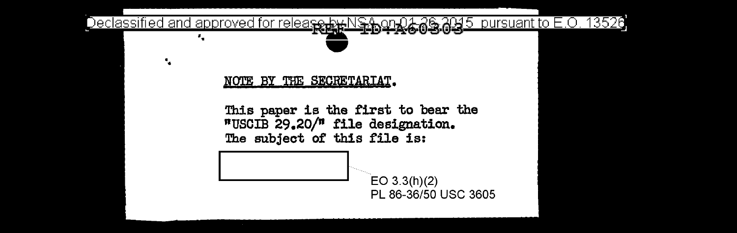Declassified and approved for release by NSA on 01-26-2015 pursuant to E.O. 13526

REF ID:A60303

**NOTE BY THE SECRETARIAT.**

This paper is the first to bear the "USCIB 29.20/" file designation. The subject of this file is:

[REDACTED]

EO 3.3(h)(2)
PL 86-36/50 USC 3605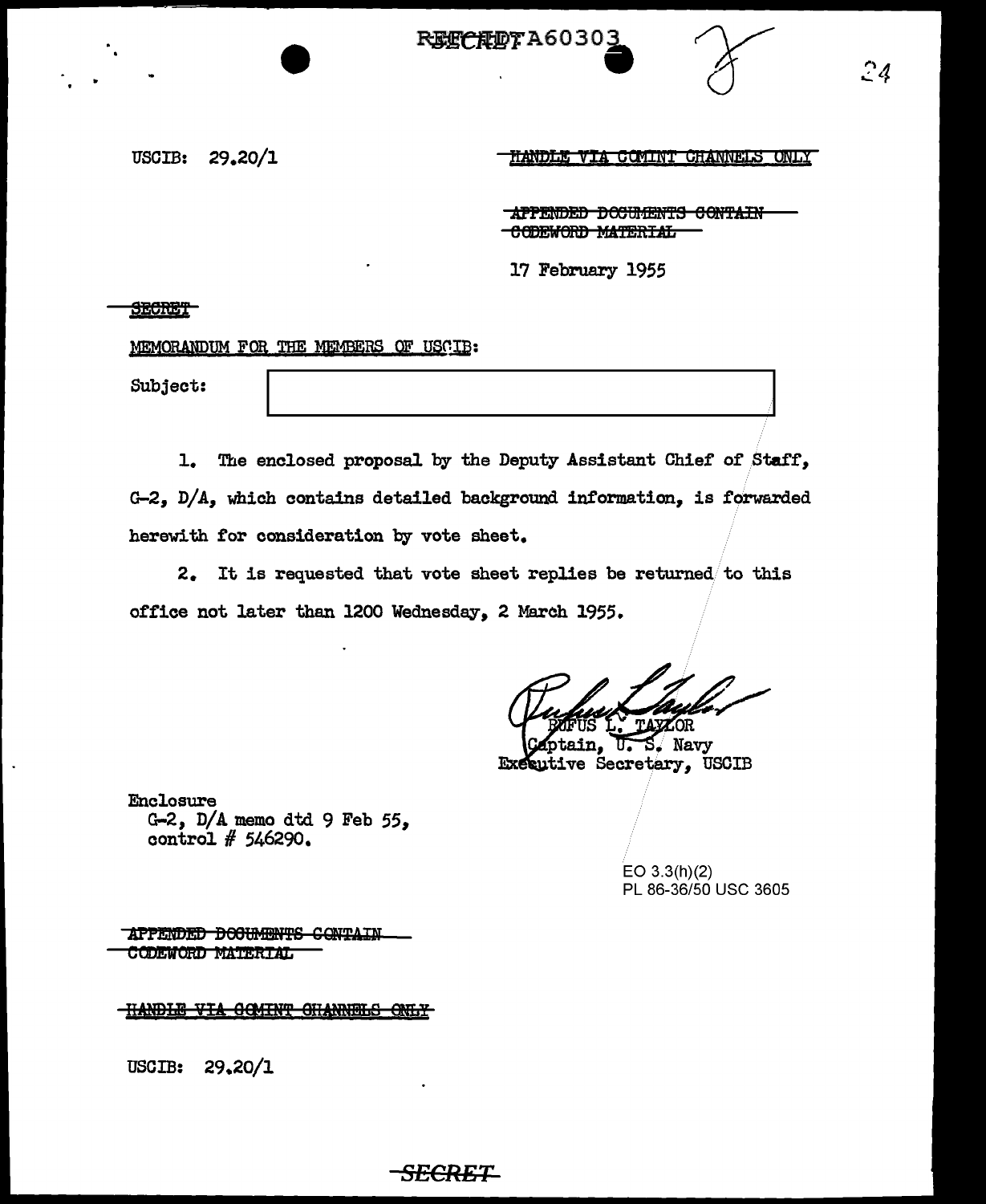USCIB: 29.20/1

~~HANDLE VIA COMINT CHANNELS ONLY~~

~~APPENDED DOCUMENTS CONTAIN CODEWORD MATERIAL~~

17 February 1955

~~SECRET~~

MEMORANDUM FOR THE MEMBERS OF USCIB:

Subject: [redacted]

1. The enclosed proposal by the Deputy Assistant Chief of Staff, G-2, D/A, which contains detailed background information, is forwarded herewith for consideration by vote sheet.

2. It is requested that vote sheet replies be returned to this office not later than 1200 Wednesday, 2 March 1955.

RUFUS L. TAYLOR
Captain, U. S. Navy
Executive Secretary, USCIB

Enclosure
G-2, D/A memo dtd 9 Feb 55,
control # 546290.

EO 3.3(h)(2)
PL 86-36/50 USC 3605

~~APPENDED DOCUMENTS CONTAIN CODEWORD MATERIAL~~

~~HANDLE VIA COMINT CHANNELS ONLY~~

USCIB: 29.20/1

~~SECRET~~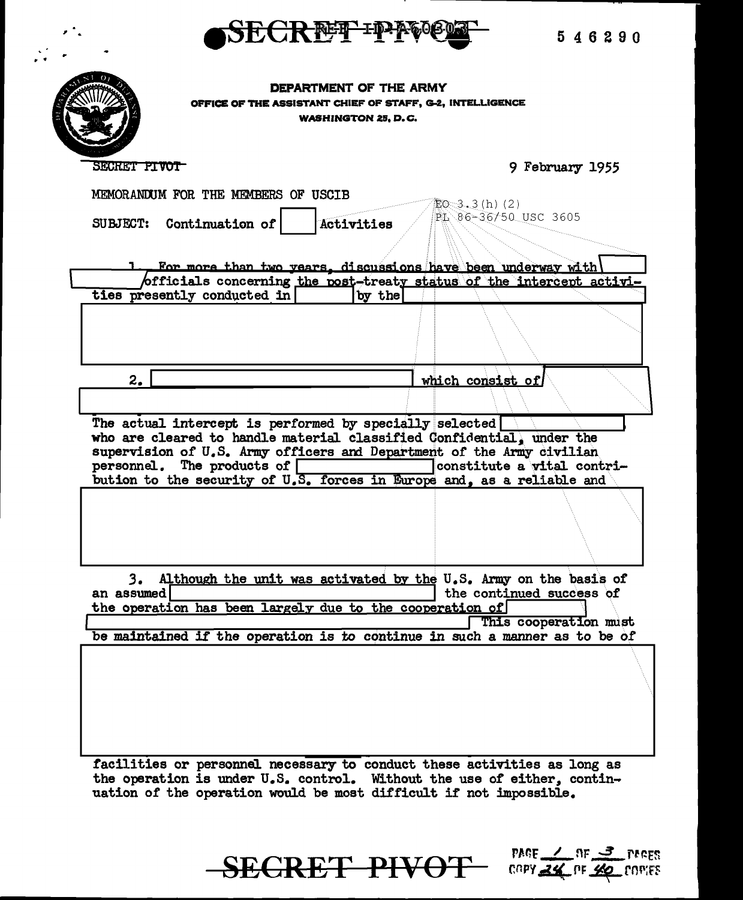SECRET ~~REF ID:A60803~~ PIVOT

546290

DEPARTMENT OF THE ARMY
OFFICE OF THE ASSISTANT CHIEF OF STAFF, G-2, INTELLIGENCE
WASHINGTON 25, D.C.

~~SECRET PIVOT~~

9 February 1955

MEMORANDUM FOR THE MEMBERS OF USCIB

EO 3.3(h)(2)
PL 86-36/50 USC 3605

SUBJECT: Continuation of [redacted] Activities

1. For more than two years, discussions have been underway with [redacted] officials concerning the post-treaty status of the intercept activities presently conducted in [redacted] by the [redacted]

[redacted]

2. [redacted] which consist of [redacted]

The actual intercept is performed by specially selected [redacted] who are cleared to handle material classified Confidential, under the supervision of U.S. Army officers and Department of the Army civilian personnel. The products of [redacted] constitute a vital contribution to the security of U.S. forces in Europe and, as a reliable and

[redacted]

3. Although the unit was activated by the U.S. Army on the basis of an assumed [redacted] the continued success of the operation has been largely due to the cooperation of [redacted] This cooperation must be maintained if the operation is to continue in such a manner as to be of

[redacted]

facilities or personnel necessary to conduct these activities as long as the operation is under U.S. control. Without the use of either, continuation of the operation would be most difficult if not impossible.

SECRET PIVOT

PAGE 1 OF 3 PAGES
COPY 24 OF 40 COPIES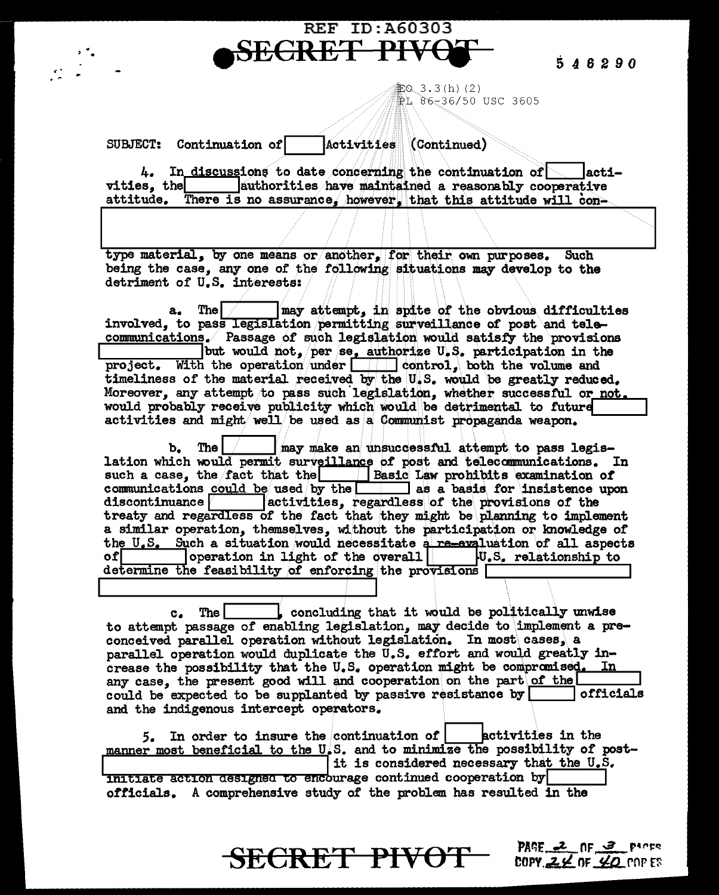REF ID:A60303

SECRET PIVOT

546290

EO 3.3(h)(2)
PL 86-36/50 USC 3605

SUBJECT: Continuation of [ ] Activities (Continued)

4. In discussions to date concerning the continuation of [ ] activities, the [ ] authorities have maintained a reasonably cooperative attitude. There is no assurance, however, that this attitude will con-

[ ]

type material, by one means or another, for their own purposes. Such being the case, any one of the following situations may develop to the detriment of U.S. interests:

a. The [ ] may attempt, in spite of the obvious difficulties involved, to pass legislation permitting surveillance of post and telecommunications. Passage of such legislation would satisfy the provisions [ ] but would not, per se, authorize U.S. participation in the project. With the operation under [ ] control, both the volume and timeliness of the material received by the U.S. would be greatly reduced. Moreover, any attempt to pass such legislation, whether successful or not, would probably receive publicity which would be detrimental to future [ ] activities and might well be used as a Communist propaganda weapon.

b. The [ ] may make an unsuccessful attempt to pass legislation which would permit surveillance of post and telecommunications. In such a case, the fact that the [ ] Basic Law prohibits examination of communications could be used by the [ ] as a basis for insistence upon discontinuance [ ] activities, regardless of the provisions of the treaty and regardless of the fact that they might be planning to implement a similar operation, themselves, without the participation or knowledge of the U.S. Such a situation would necessitate a re-evaluation of all aspects of [ ] operation in light of the overall [ ] U.S. relationship to determine the feasibility of enforcing the provisions [ ]

[ ]

c. The [ ], concluding that it would be politically unwise to attempt passage of enabling legislation, may decide to implement a preconceived parallel operation without legislation. In most cases, a parallel operation would duplicate the U.S. effort and would greatly increase the possibility that the U.S. operation might be compromised. In any case, the present good will and cooperation on the part of the [ ] could be expected to be supplanted by passive resistance by [ ] officials and the indigenous intercept operators.

5. In order to insure the continuation of [ ] activities in the manner most beneficial to the U.S. and to minimize the possibility of post- [ ] it is considered necessary that the U.S. initiate action designed to encourage continued cooperation by [ ] officials. A comprehensive study of the problem has resulted in the

SECRET PIVOT

COPY 24 OF 40 COPIES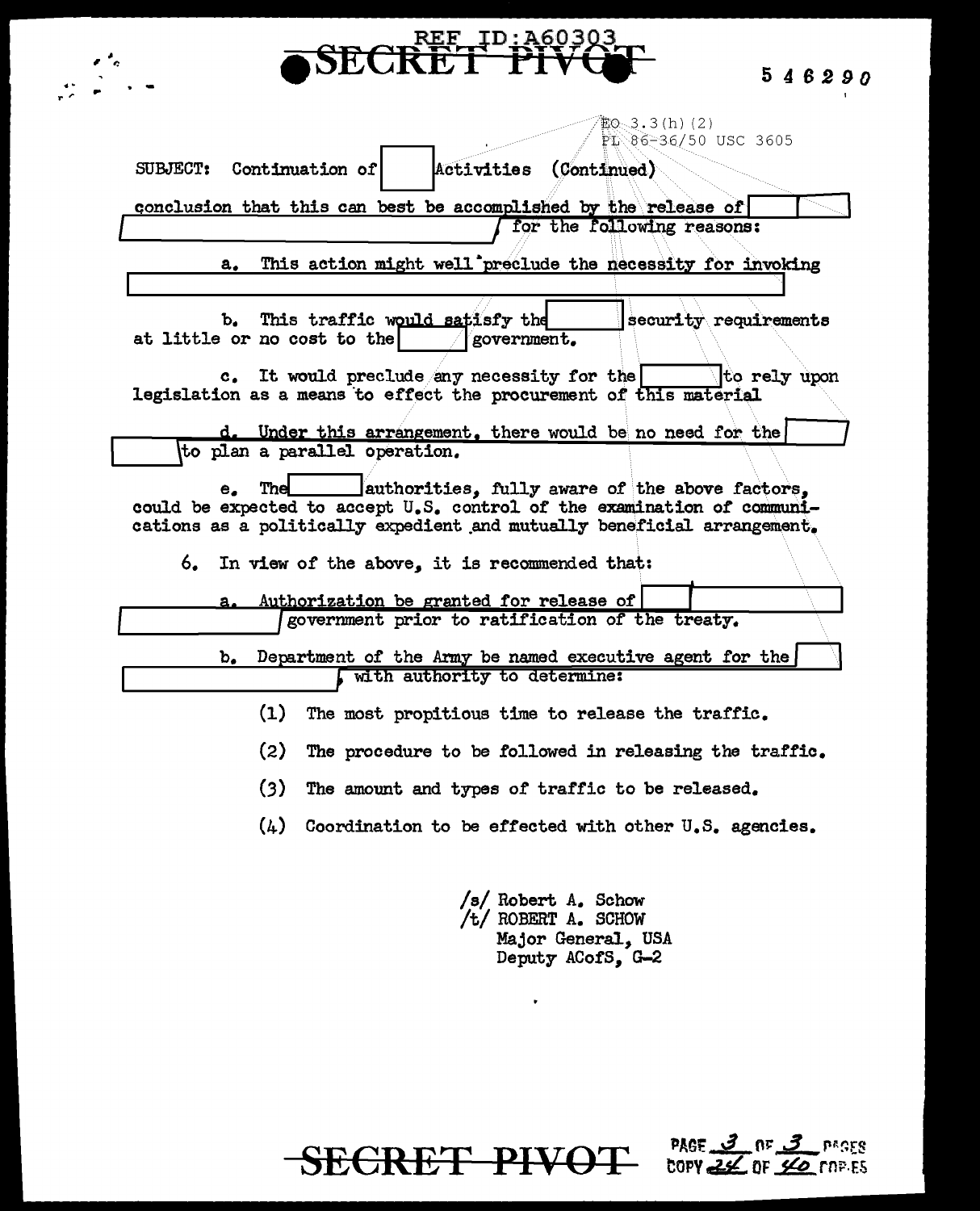REF ID:A60303

SECRET PIVOT

546290

EO 3.3(h)(2)
PL 86-36/50 USC 3605

SUBJECT: Continuation of [ ] Activities (Continued)

conclusion that this can best be accomplished by the release of [ ] [ ] for the following reasons:

a. This action might well preclude the necessity for invoking [ ]

b. This traffic would satisfy the [ ] security requirements at little or no cost to the [ ] government.

c. It would preclude any necessity for the [ ] to rely upon legislation as a means to effect the procurement of this material

d. Under this arrangement, there would be no need for the [ ] [ ] to plan a parallel operation.

e. The [ ] authorities, fully aware of the above factors, could be expected to accept U.S. control of the examination of communications as a politically expedient and mutually beneficial arrangement.

6. In view of the above, it is recommended that:

a. Authorization be granted for release of [ ] [ ] government prior to ratification of the treaty.

b. Department of the Army be named executive agent for the [ ] [ ], with authority to determine:

(1) The most propitious time to release the traffic.

(2) The procedure to be followed in releasing the traffic.

(3) The amount and types of traffic to be released.

(4) Coordination to be effected with other U.S. agencies.

/s/ Robert A. Schow
/t/ ROBERT A. SCHOW
Major General, USA
Deputy ACofS, G-2

SECRET PIVOT

PAGE 3 OF 3 PAGES
COPY 24 OF 40 COPIES